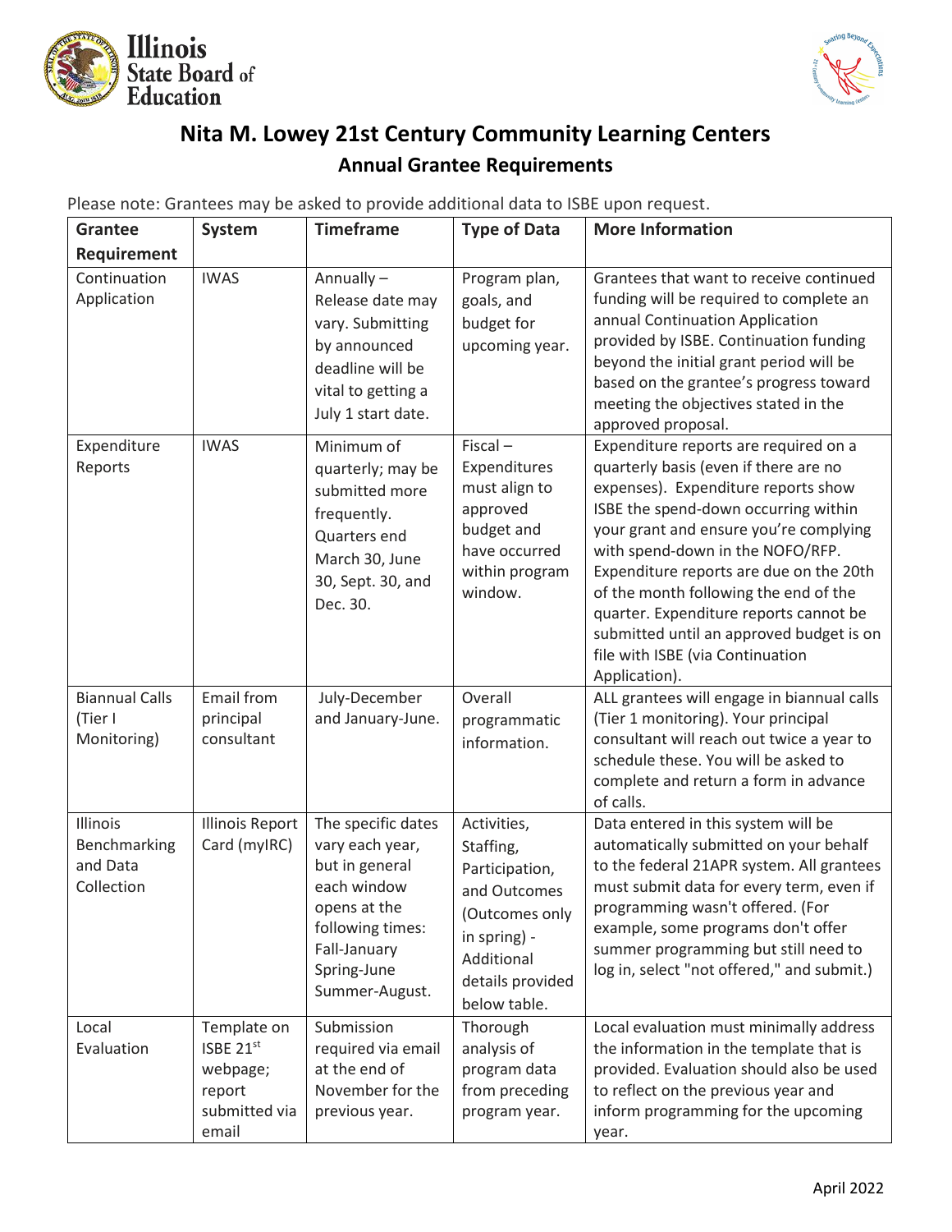# Nita M. Lowey 21st Century Community Learning Centers

## Annual Grantee Requirements

Please note: Grantees may be asked to provide additional data to ISBE upon request.

| Grantee Requirement | System | Timeframe | Type of Data | More Information |
|---|---|---|---|---|
| Continuation Application | IWAS | Annually – Release date may vary. Submitting by announced deadline will be vital to getting a July 1 start date. | Program plan, goals, and budget for upcoming year. | Grantees that want to receive continued funding will be required to complete an annual Continuation Application provided by ISBE. Continuation funding beyond the initial grant period will be based on the grantee's progress toward meeting the objectives stated in the approved proposal. |
| Expenditure Reports | IWAS | Minimum of quarterly; may be submitted more frequently. Quarters end March 30, June 30, Sept. 30, and Dec. 30. | Fiscal – Expenditures must align to approved budget and have occurred within program window. | Expenditure reports are required on a quarterly basis (even if there are no expenses). Expenditure reports show ISBE the spend-down occurring within your grant and ensure you're complying with spend-down in the NOFO/RFP. Expenditure reports are due on the 20th of the month following the end of the quarter. Expenditure reports cannot be submitted until an approved budget is on file with ISBE (via Continuation Application). |
| Biannual Calls (Tier I Monitoring) | Email from principal consultant | July-December and January-June. | Overall programmatic information. | ALL grantees will engage in biannual calls (Tier 1 monitoring). Your principal consultant will reach out twice a year to schedule these. You will be asked to complete and return a form in advance of calls. |
| Illinois Benchmarking and Data Collection | Illinois Report Card (myIRC) | The specific dates vary each year, but in general each window opens at the following times: Fall-January Spring-June Summer-August. | Activities, Staffing, Participation, and Outcomes (Outcomes only in spring) - Additional details provided below table. | Data entered in this system will be automatically submitted on your behalf to the federal 21APR system. All grantees must submit data for every term, even if programming wasn't offered. (For example, some programs don't offer summer programming but still need to log in, select "not offered," and submit.) |
| Local Evaluation | Template on ISBE 21st webpage; report submitted via email | Submission required via email at the end of November for the previous year. | Thorough analysis of program data from preceding program year. | Local evaluation must minimally address the information in the template that is provided. Evaluation should also be used to reflect on the previous year and inform programming for the upcoming year. |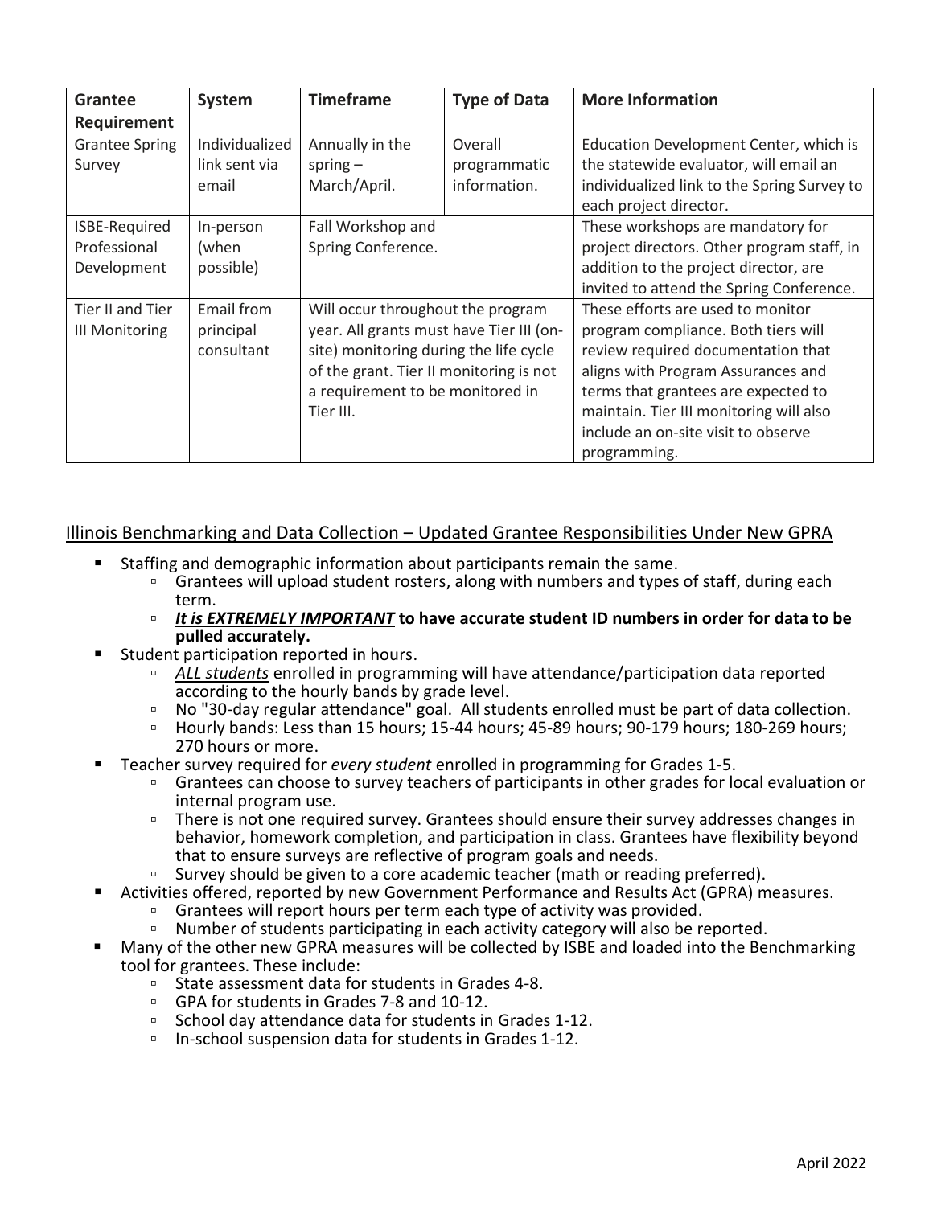| Grantee Requirement | System | Timeframe | Type of Data | More Information |
|---|---|---|---|---|
| Grantee Spring Survey | Individualized link sent via email | Annually in the spring – March/April. | Overall programmatic information. | Education Development Center, which is the statewide evaluator, will email an individualized link to the Spring Survey to each project director. |
| ISBE-Required Professional Development | In-person (when possible) | Fall Workshop and Spring Conference. | | These workshops are mandatory for project directors. Other program staff, in addition to the project director, are invited to attend the Spring Conference. |
| Tier II and Tier III Monitoring | Email from principal consultant | Will occur throughout the program year. All grants must have Tier III (on-site) monitoring during the life cycle of the grant. Tier II monitoring is not a requirement to be monitored in Tier III. | | These efforts are used to monitor program compliance. Both tiers will review required documentation that aligns with Program Assurances and terms that grantees are expected to maintain. Tier III monitoring will also include an on-site visit to observe programming. |

## Illinois Benchmarking and Data Collection – Updated Grantee Responsibilities Under New GPRA

- Staffing and demographic information about participants remain the same.
  - Grantees will upload student rosters, along with numbers and types of staff, during each term.
  - ***It is EXTREMELY IMPORTANT*** **to have accurate student ID numbers in order for data to be pulled accurately.**
- Student participation reported in hours.
  - *ALL students* enrolled in programming will have attendance/participation data reported according to the hourly bands by grade level.
  - No "30-day regular attendance" goal. All students enrolled must be part of data collection.
  - Hourly bands: Less than 15 hours; 15-44 hours; 45-89 hours; 90-179 hours; 180-269 hours; 270 hours or more.
- Teacher survey required for *every student* enrolled in programming for Grades 1-5.
  - Grantees can choose to survey teachers of participants in other grades for local evaluation or internal program use.
  - There is not one required survey. Grantees should ensure their survey addresses changes in behavior, homework completion, and participation in class. Grantees have flexibility beyond that to ensure surveys are reflective of program goals and needs.
  - Survey should be given to a core academic teacher (math or reading preferred).
- Activities offered, reported by new Government Performance and Results Act (GPRA) measures.
  - Grantees will report hours per term each type of activity was provided.
  - Number of students participating in each activity category will also be reported.
- Many of the other new GPRA measures will be collected by ISBE and loaded into the Benchmarking tool for grantees. These include:
  - State assessment data for students in Grades 4-8.
  - GPA for students in Grades 7-8 and 10-12.
  - School day attendance data for students in Grades 1-12.
  - In-school suspension data for students in Grades 1-12.

April 2022